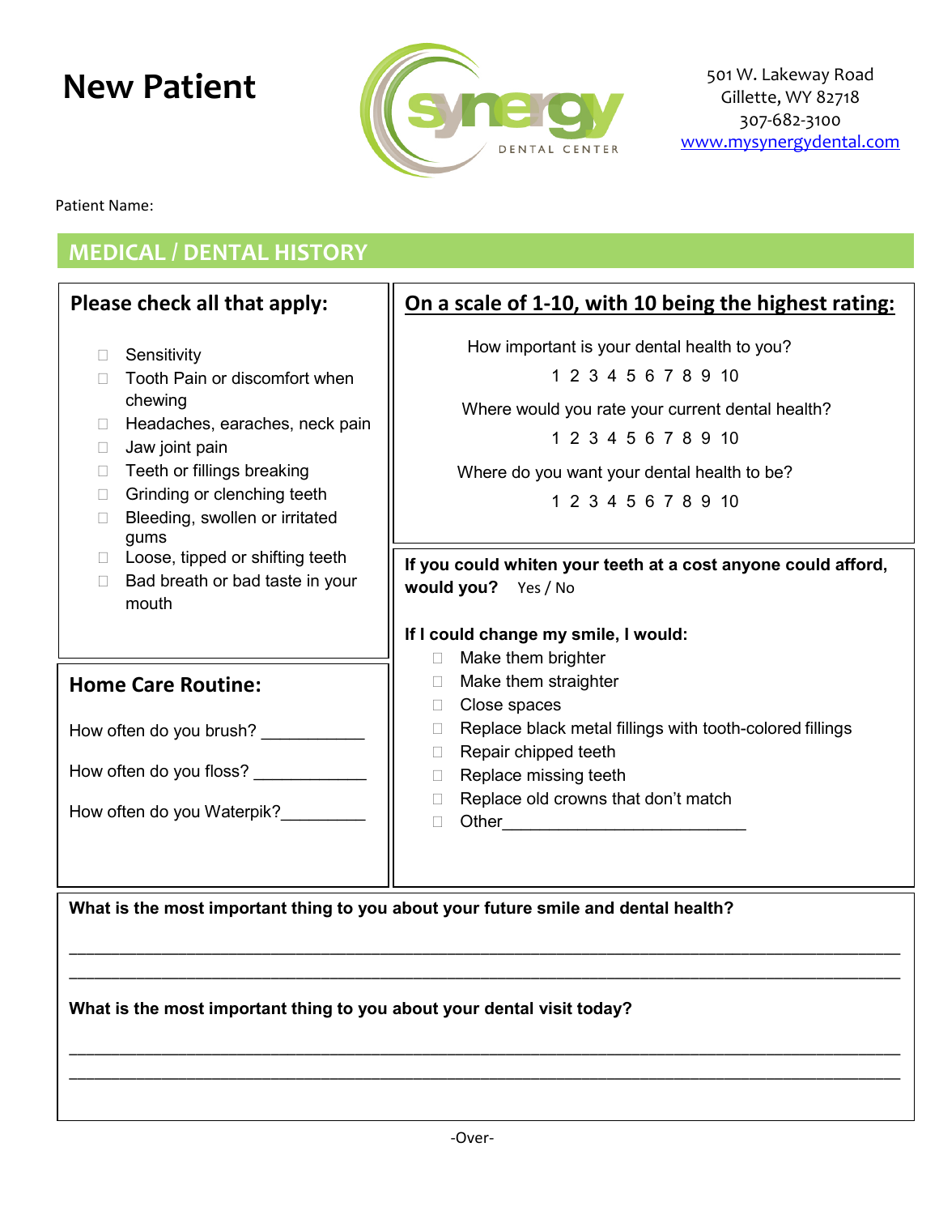# New Patient

synergy DENTAL CENTER

501 W. Lakeway Road
Gillette, WY 82718
307-682-3100
www.mysynergydental.com

Patient Name:

## MEDICAL / DENTAL HISTORY

### Please check all that apply:

- ☐ Sensitivity
- ☐ Tooth Pain or discomfort when chewing
- ☐ Headaches, earaches, neck pain
- ☐ Jaw joint pain
- ☐ Teeth or fillings breaking
- ☐ Grinding or clenching teeth
- ☐ Bleeding, swollen or irritated gums
- ☐ Loose, tipped or shifting teeth
- ☐ Bad breath or bad taste in your mouth

### On a scale of 1-10, with 10 being the highest rating:

How important is your dental health to you?

1 2 3 4 5 6 7 8 9 10

Where would you rate your current dental health?

1 2 3 4 5 6 7 8 9 10

Where do you want your dental health to be?

1 2 3 4 5 6 7 8 9 10

### Home Care Routine:

How often do you brush? ___________

How often do you floss? ____________

How often do you Waterpik?_________

**If you could whiten your teeth at a cost anyone could afford, would you?** Yes / No

**If I could change my smile, I would:**

- ☐ Make them brighter
- ☐ Make them straighter
- ☐ Close spaces
- ☐ Replace black metal fillings with tooth-colored fillings
- ☐ Repair chipped teeth
- ☐ Replace missing teeth
- ☐ Replace old crowns that don't match
- ☐ Other_________________________

**What is the most important thing to you about your future smile and dental health?**

_____________________________________________________________________________________

_____________________________________________________________________________________

**What is the most important thing to you about your dental visit today?**

_____________________________________________________________________________________

_____________________________________________________________________________________

-Over-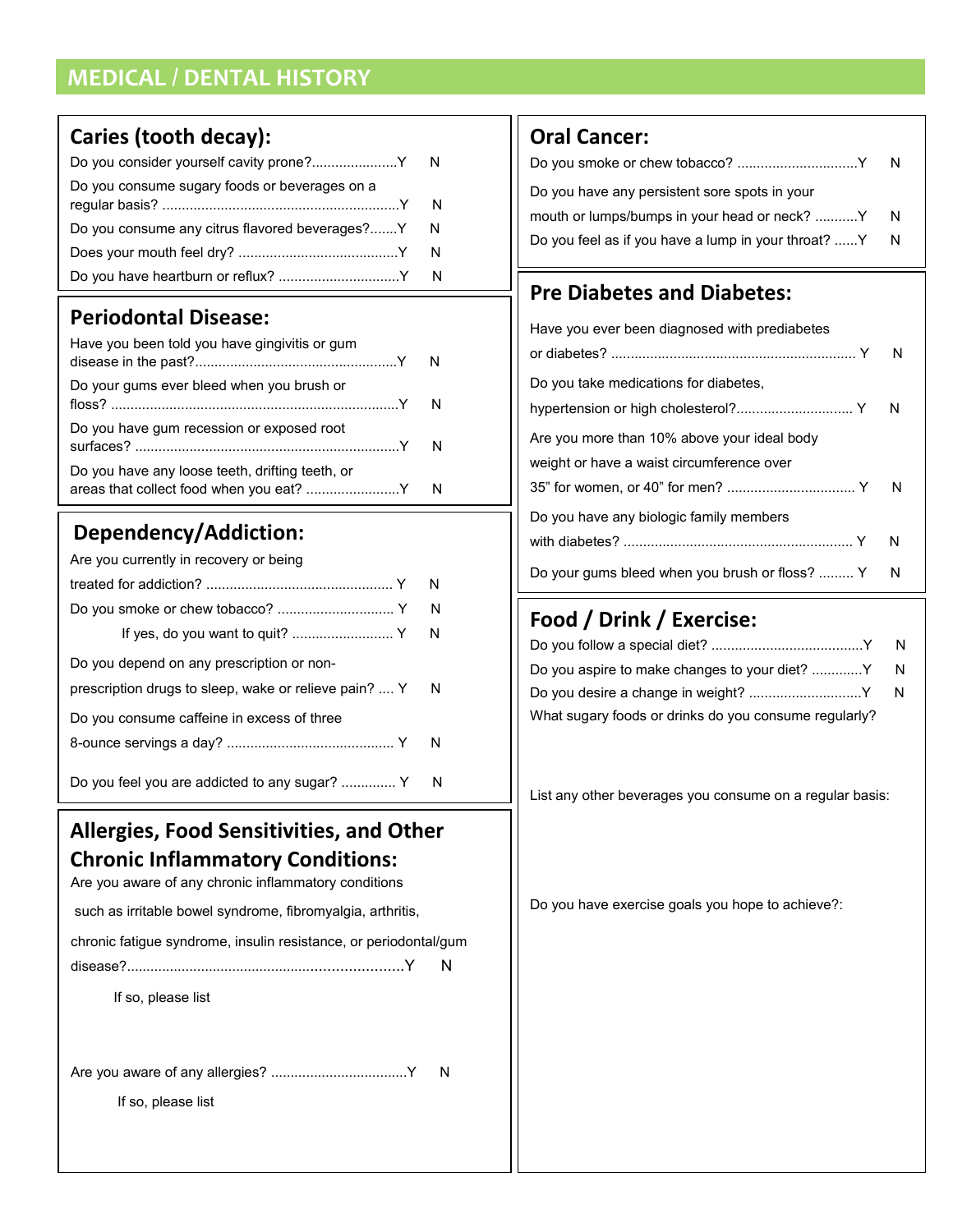# MEDICAL / DENTAL HISTORY

## Caries (tooth decay):

Do you consider yourself cavity prone?.....................Y N

Do you consume sugary foods or beverages on a regular basis? ............................................................Y N

Do you consume any citrus flavored beverages?.......Y N

Does your mouth feel dry? ........................................Y N

Do you have heartburn or reflux? ..............................Y N

## Periodontal Disease:

Have you been told you have gingivitis or gum disease in the past?...................................................Y N

Do your gums ever bleed when you brush or floss? .........................................................................Y N

Do you have gum recession or exposed root surfaces? ...................................................................Y N

Do you have any loose teeth, drifting teeth, or areas that collect food when you eat? .......................Y N

## Dependency/Addiction:

Are you currently in recovery or being treated for addiction? ................................................ Y N

Do you smoke or chew tobacco? ............................. Y N

If yes, do you want to quit? .......................... Y N

Do you depend on any prescription or non-prescription drugs to sleep, wake or relieve pain? .... Y N

Do you consume caffeine in excess of three 8-ounce servings a day? .......................................... Y N

Do you feel you are addicted to any sugar? ............. Y N

## Allergies, Food Sensitivities, and Other Chronic Inflammatory Conditions:

Are you aware of any chronic inflammatory conditions such as irritable bowel syndrome, fibromyalgia, arthritis, chronic fatigue syndrome, insulin resistance, or periodontal/gum disease?.....................................................................Y N

If so, please list

Are you aware of any allergies? ..................................Y N

If so, please list

## Oral Cancer:

Do you smoke or chew tobacco? ..............................Y N

Do you have any persistent sore spots in your mouth or lumps/bumps in your head or neck? ...........Y N

Do you feel as if you have a lump in your throat? ......Y N

## Pre Diabetes and Diabetes:

Have you ever been diagnosed with prediabetes or diabetes? .............................................................. Y N

Do you take medications for diabetes, hypertension or high cholesterol?.............................. Y N

Are you more than 10% above your ideal body weight or have a waist circumference over 35" for women, or 40" for men? ................................ Y N

Do you have any biologic family members with diabetes? .......................................................... Y N

Do your gums bleed when you brush or floss? ......... Y N

## Food / Drink / Exercise:

Do you follow a special diet? ......................................Y N

Do you aspire to make changes to your diet? ............Y N

Do you desire a change in weight? ............................Y N

What sugary foods or drinks do you consume regularly?

List any other beverages you consume on a regular basis:

Do you have exercise goals you hope to achieve?: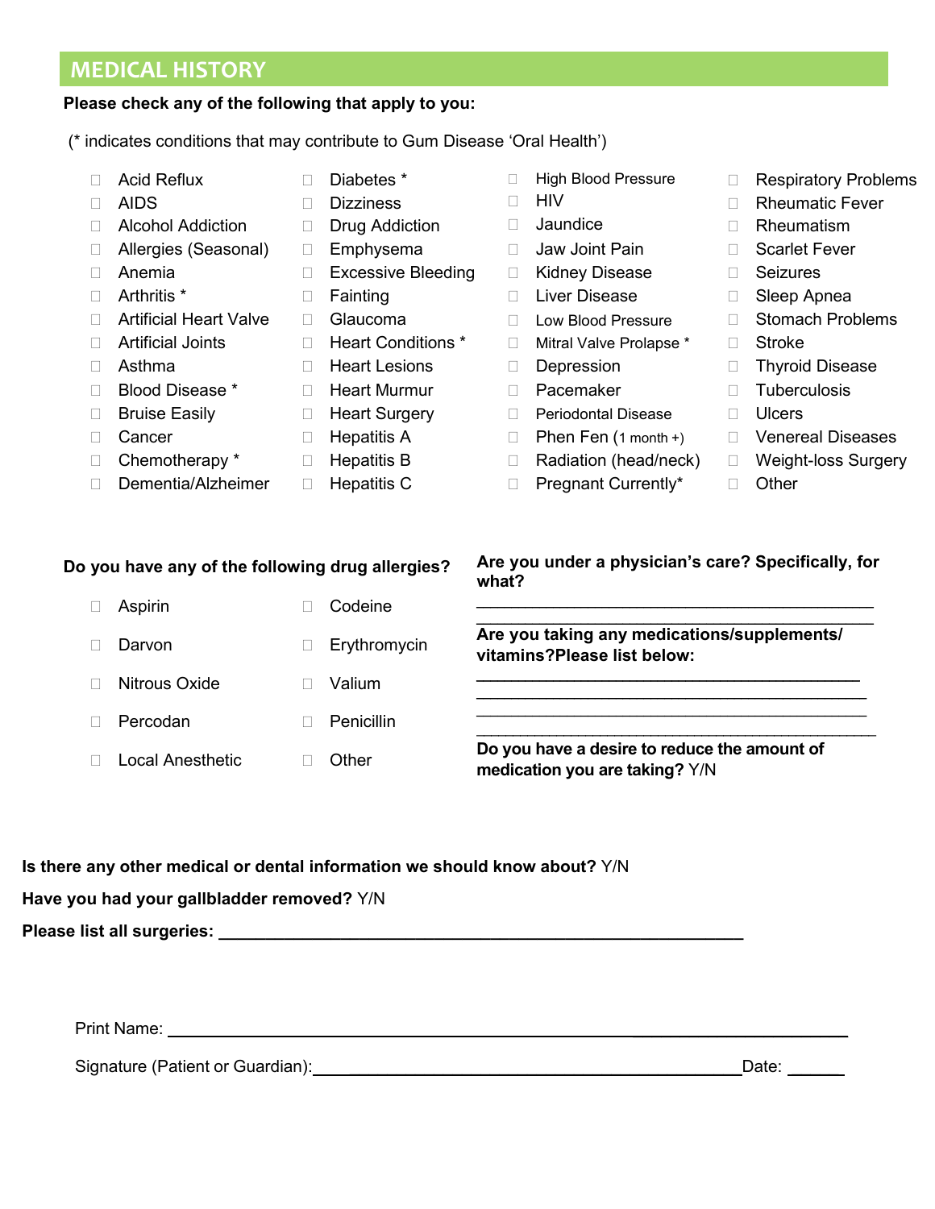## MEDICAL HISTORY

**Please check any of the following that apply to you:**

(* indicates conditions that may contribute to Gum Disease 'Oral Health')

- ☐ Acid Reflux
- ☐ AIDS
- ☐ Alcohol Addiction
- ☐ Allergies (Seasonal)
- ☐ Anemia
- ☐ Arthritis *
- ☐ Artificial Heart Valve
- ☐ Artificial Joints
- ☐ Asthma
- ☐ Blood Disease *
- ☐ Bruise Easily
- ☐ Cancer
- ☐ Chemotherapy *
- ☐ Dementia/Alzheimer
- ☐ Diabetes *
- ☐ Dizziness
- ☐ Drug Addiction
- ☐ Emphysema
- ☐ Excessive Bleeding
- ☐ Fainting
- ☐ Glaucoma
- ☐ Heart Conditions *
- ☐ Heart Lesions
- ☐ Heart Murmur
- ☐ Heart Surgery
- ☐ Hepatitis A
- ☐ Hepatitis B
- ☐ Hepatitis C
- ☐ High Blood Pressure
- ☐ HIV
- ☐ Jaundice
- ☐ Jaw Joint Pain
- ☐ Kidney Disease
- ☐ Liver Disease
- ☐ Low Blood Pressure
- ☐ Mitral Valve Prolapse *
- ☐ Depression
- ☐ Pacemaker
- ☐ Periodontal Disease
- ☐ Phen Fen (1 month +)
- ☐ Radiation (head/neck)
- ☐ Pregnant Currently*
- ☐ Respiratory Problems
- ☐ Rheumatic Fever
- ☐ Rheumatism
- ☐ Scarlet Fever
- ☐ Seizures
- ☐ Sleep Apnea
- ☐ Stomach Problems
- ☐ Stroke
- ☐ Thyroid Disease
- ☐ Tuberculosis
- ☐ Ulcers
- ☐ Venereal Diseases
- ☐ Weight-loss Surgery
- ☐ Other

**Do you have any of the following drug allergies?**

- ☐ Aspirin
- ☐ Codeine
- ☐ Darvon
- ☐ Erythromycin
- ☐ Nitrous Oxide
- ☐ Valium
- ☐ Percodan
- ☐ Penicillin
- ☐ Local Anesthetic
- ☐ Other

**Are you under a physician's care? Specifically, for what?**

___________________________________________

___________________________________________

**Are you taking any medications/supplements/ vitamins?Please list below:**

___________________________________________

___________________________________________

___________________________________________

___________________________________________

**Do you have a desire to reduce the amount of medication you are taking?** Y/N

**Is there any other medical or dental information we should know about?** Y/N

**Have you had your gallbladder removed?** Y/N

**Please list all surgeries:** ___________________________________________

Print Name: ___________________________________________

Signature (Patient or Guardian):___________________________________ Date: ______